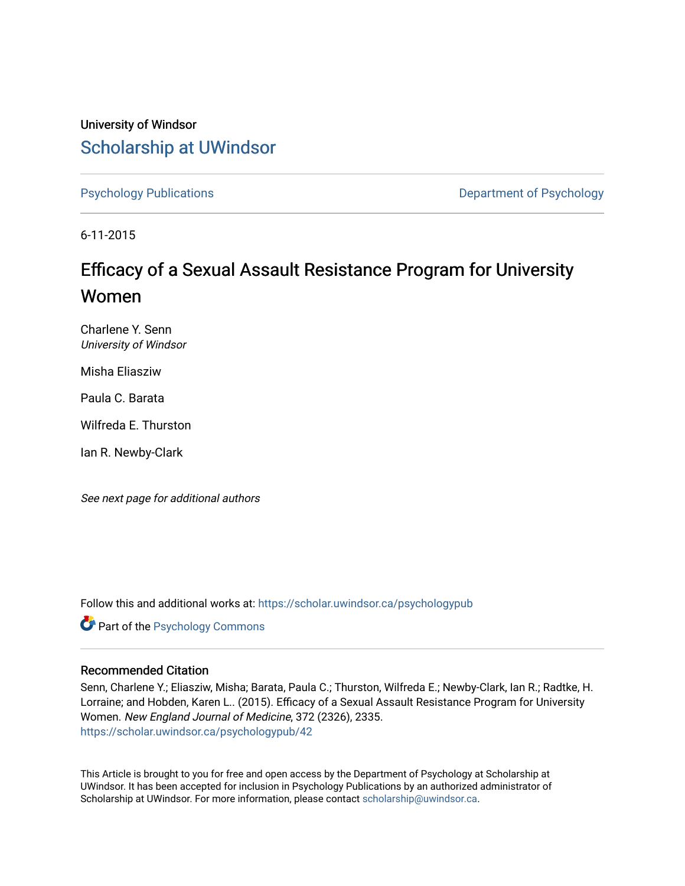University of Windsor

# Scholarship at UWindsor

Psychology Publications

Department of Psychology

6-11-2015

# Efficacy of a Sexual Assault Resistance Program for University Women

Charlene Y. Senn
*University of Windsor*

Misha Eliasziw

Paula C. Barata

Wilfreda E. Thurston

Ian R. Newby-Clark

*See next page for additional authors*

Follow this and additional works at: https://scholar.uwindsor.ca/psychologypub

Part of the Psychology Commons

## Recommended Citation

Senn, Charlene Y.; Eliasziw, Misha; Barata, Paula C.; Thurston, Wilfreda E.; Newby-Clark, Ian R.; Radtke, H. Lorraine; and Hobden, Karen L.. (2015). Efficacy of a Sexual Assault Resistance Program for University Women. *New England Journal of Medicine*, 372 (2326), 2335.
https://scholar.uwindsor.ca/psychologypub/42

This Article is brought to you for free and open access by the Department of Psychology at Scholarship at UWindsor. It has been accepted for inclusion in Psychology Publications by an authorized administrator of Scholarship at UWindsor. For more information, please contact scholarship@uwindsor.ca.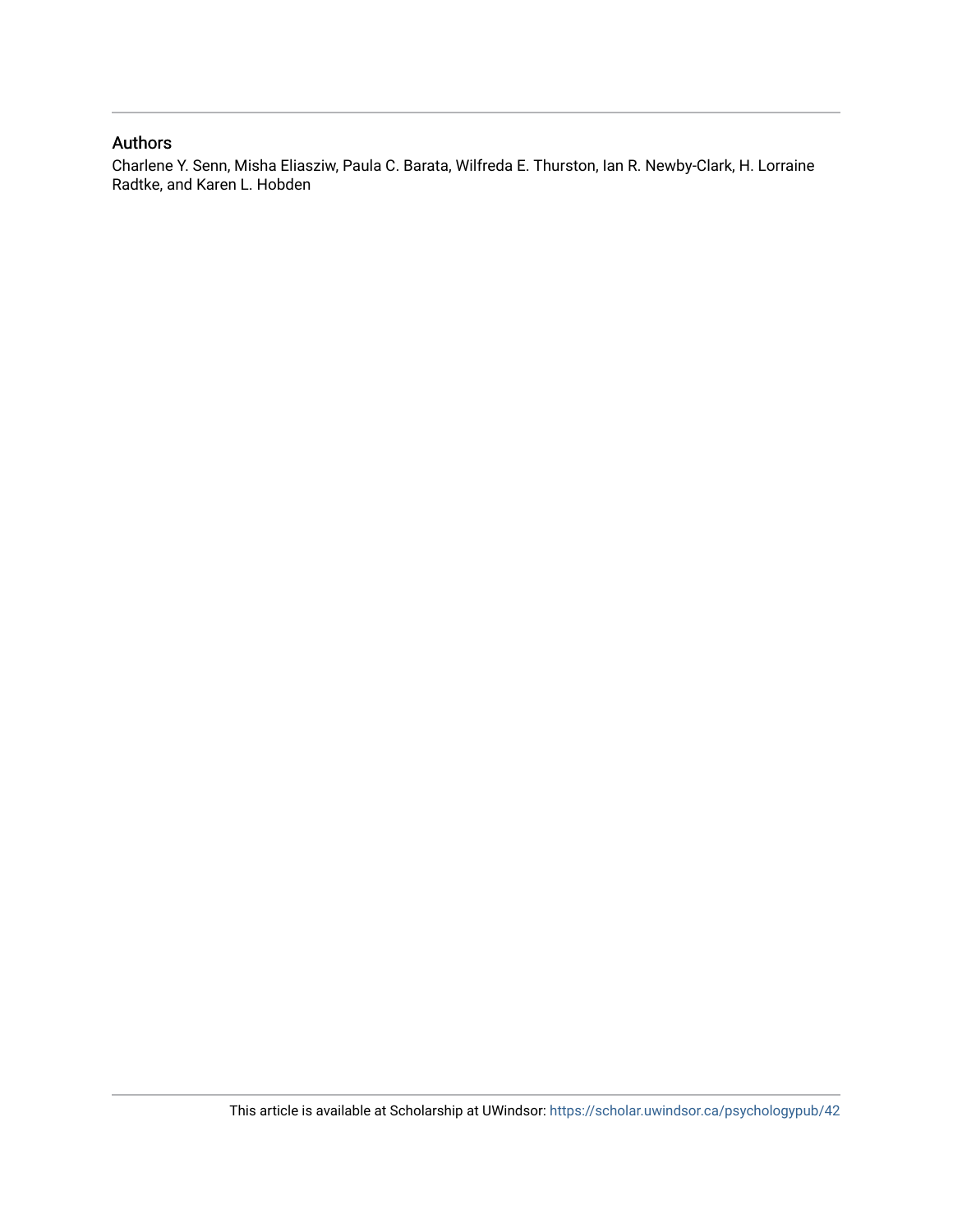## Authors

Charlene Y. Senn, Misha Eliasziw, Paula C. Barata, Wilfreda E. Thurston, Ian R. Newby-Clark, H. Lorraine Radtke, and Karen L. Hobden

This article is available at Scholarship at UWindsor: https://scholar.uwindsor.ca/psychologypub/42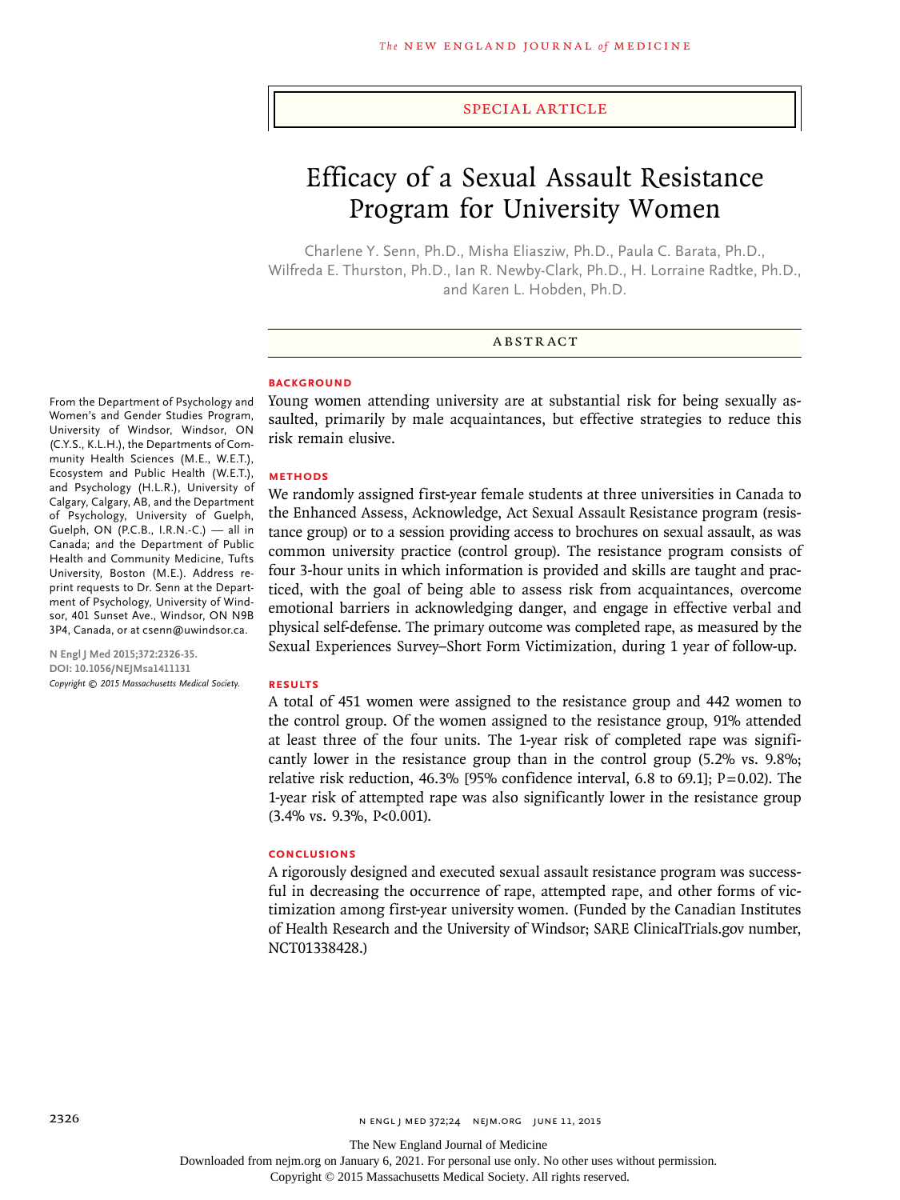Special Article

# Efficacy of a Sexual Assault Resistance Program for University Women

Charlene Y. Senn, Ph.D., Misha Eliasziw, Ph.D., Paula C. Barata, Ph.D., Wilfreda E. Thurston, Ph.D., Ian R. Newby-Clark, Ph.D., H. Lorraine Radtke, Ph.D., and Karen L. Hobden, Ph.D.

## Abstract

### Background

Young women attending university are at substantial risk for being sexually assaulted, primarily by male acquaintances, but effective strategies to reduce this risk remain elusive.

### Methods

We randomly assigned first-year female students at three universities in Canada to the Enhanced Assess, Acknowledge, Act Sexual Assault Resistance program (resistance group) or to a session providing access to brochures on sexual assault, as was common university practice (control group). The resistance program consists of four 3-hour units in which information is provided and skills are taught and practiced, with the goal of being able to assess risk from acquaintances, overcome emotional barriers in acknowledging danger, and engage in effective verbal and physical self-defense. The primary outcome was completed rape, as measured by the Sexual Experiences Survey–Short Form Victimization, during 1 year of follow-up.

### Results

A total of 451 women were assigned to the resistance group and 442 women to the control group. Of the women assigned to the resistance group, 91% attended at least three of the four units. The 1-year risk of completed rape was significantly lower in the resistance group than in the control group (5.2% vs. 9.8%; relative risk reduction, 46.3% [95% confidence interval, 6.8 to 69.1]; $P=0.02$). The 1-year risk of attempted rape was also significantly lower in the resistance group (3.4% vs. 9.3%, $P<0.001$).

### Conclusions

A rigorously designed and executed sexual assault resistance program was successful in decreasing the occurrence of rape, attempted rape, and other forms of victimization among first-year university women. (Funded by the Canadian Institutes of Health Research and the University of Windsor; SARE ClinicalTrials.gov number, NCT01338428.)

From the Department of Psychology and Women's and Gender Studies Program, University of Windsor, Windsor, ON (C.Y.S., K.L.H.), the Departments of Community Health Sciences (M.E., W.E.T.), Ecosystem and Public Health (W.E.T.), and Psychology (H.L.R.), University of Calgary, Calgary, AB, and the Department of Psychology, University of Guelph, Guelph, ON (P.C.B., I.R.N.-C.) — all in Canada; and the Department of Public Health and Community Medicine, Tufts University, Boston (M.E.). Address reprint requests to Dr. Senn at the Department of Psychology, University of Windsor, 401 Sunset Ave., Windsor, ON N9B 3P4, Canada, or at csenn@uwindsor.ca.

N Engl J Med 2015;372:2326-35.
DOI: 10.1056/NEJMsa1411131
Copyright © 2015 Massachusetts Medical Society.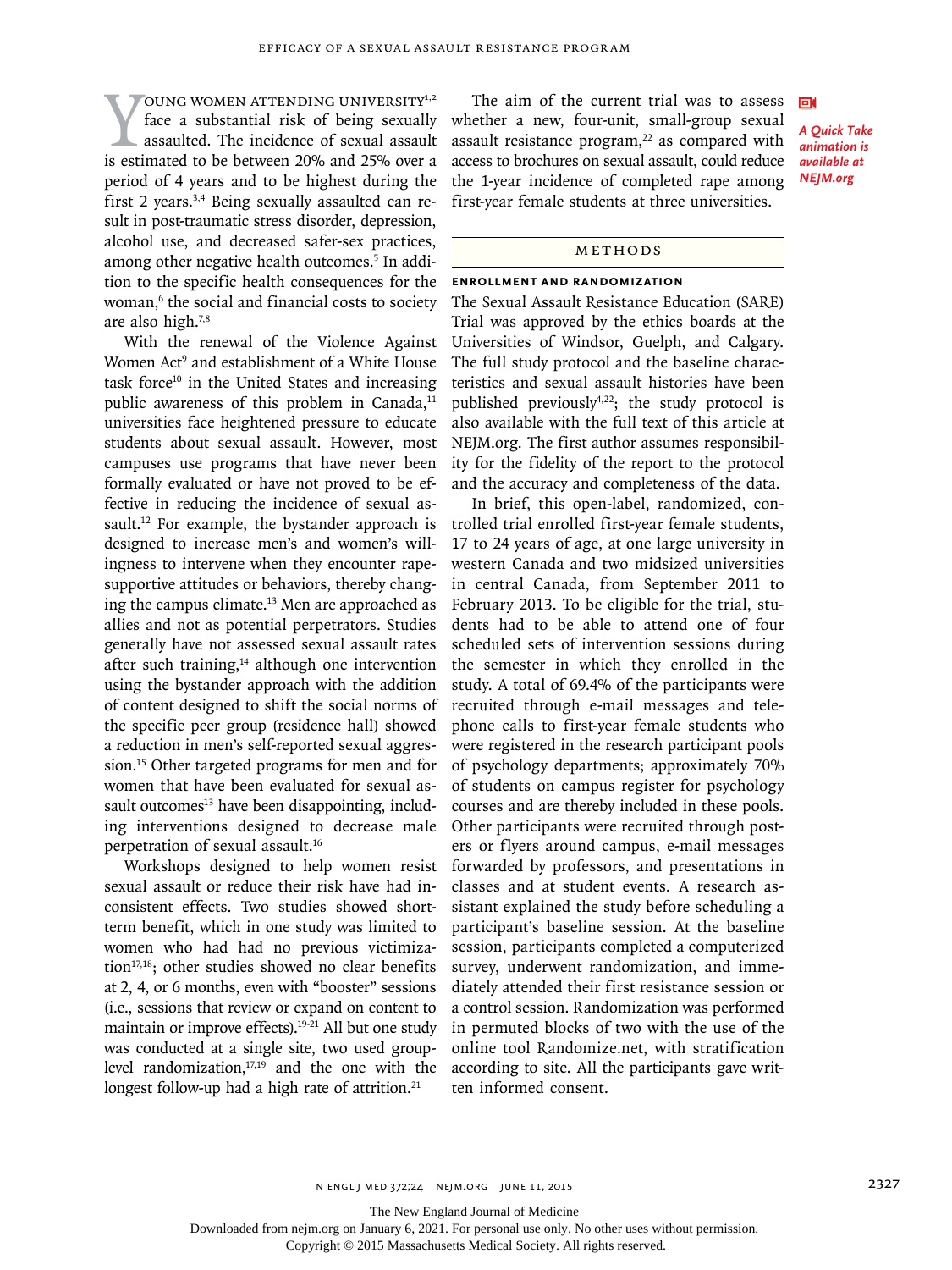Young women attending university[1,2] face a substantial risk of being sexually assaulted. The incidence of sexual assault is estimated to be between 20% and 25% over a period of 4 years and to be highest during the first 2 years.[3,4] Being sexually assaulted can result in post-traumatic stress disorder, depression, alcohol use, and decreased safer-sex practices, among other negative health outcomes.[5] In addition to the specific health consequences for the woman,[6] the social and financial costs to society are also high.[7,8]

With the renewal of the Violence Against Women Act[9] and establishment of a White House task force[10] in the United States and increasing public awareness of this problem in Canada,[11] universities face heightened pressure to educate students about sexual assault. However, most campuses use programs that have never been formally evaluated or have not proved to be effective in reducing the incidence of sexual assault.[12] For example, the bystander approach is designed to increase men's and women's willingness to intervene when they encounter rape-supportive attitudes or behaviors, thereby changing the campus climate.[13] Men are approached as allies and not as potential perpetrators. Studies generally have not assessed sexual assault rates after such training,[14] although one intervention using the bystander approach with the addition of content designed to shift the social norms of the specific peer group (residence hall) showed a reduction in men's self-reported sexual aggression.[15] Other targeted programs for men and for women that have been evaluated for sexual assault outcomes[13] have been disappointing, including interventions designed to decrease male perpetration of sexual assault.[16]

Workshops designed to help women resist sexual assault or reduce their risk have had inconsistent effects. Two studies showed short-term benefit, which in one study was limited to women who had had no previous victimization[17,18]; other studies showed no clear benefits at 2, 4, or 6 months, even with "booster" sessions (i.e., sessions that review or expand on content to maintain or improve effects).[19-21] All but one study was conducted at a single site, two used group-level randomization,[17,19] and the one with the longest follow-up had a high rate of attrition.[21]

The aim of the current trial was to assess whether a new, four-unit, small-group sexual assault resistance program,[22] as compared with access to brochures on sexual assault, could reduce the 1-year incidence of completed rape among first-year female students at three universities.

*A Quick Take animation is available at NEJM.org*

## Methods

### Enrollment and Randomization

The Sexual Assault Resistance Education (SARE) Trial was approved by the ethics boards at the Universities of Windsor, Guelph, and Calgary. The full study protocol and the baseline characteristics and sexual assault histories have been published previously[4,22]; the study protocol is also available with the full text of this article at NEJM.org. The first author assumes responsibility for the fidelity of the report to the protocol and the accuracy and completeness of the data.

In brief, this open-label, randomized, controlled trial enrolled first-year female students, 17 to 24 years of age, at one large university in western Canada and two midsized universities in central Canada, from September 2011 to February 2013. To be eligible for the trial, students had to be able to attend one of four scheduled sets of intervention sessions during the semester in which they enrolled in the study. A total of 69.4% of the participants were recruited through e-mail messages and telephone calls to first-year female students who were registered in the research participant pools of psychology departments; approximately 70% of students on campus register for psychology courses and are thereby included in these pools. Other participants were recruited through posters or flyers around campus, e-mail messages forwarded by professors, and presentations in classes and at student events. A research assistant explained the study before scheduling a participant's baseline session. At the baseline session, participants completed a computerized survey, underwent randomization, and immediately attended their first resistance session or a control session. Randomization was performed in permuted blocks of two with the use of the online tool Randomize.net, with stratification according to site. All the participants gave written informed consent.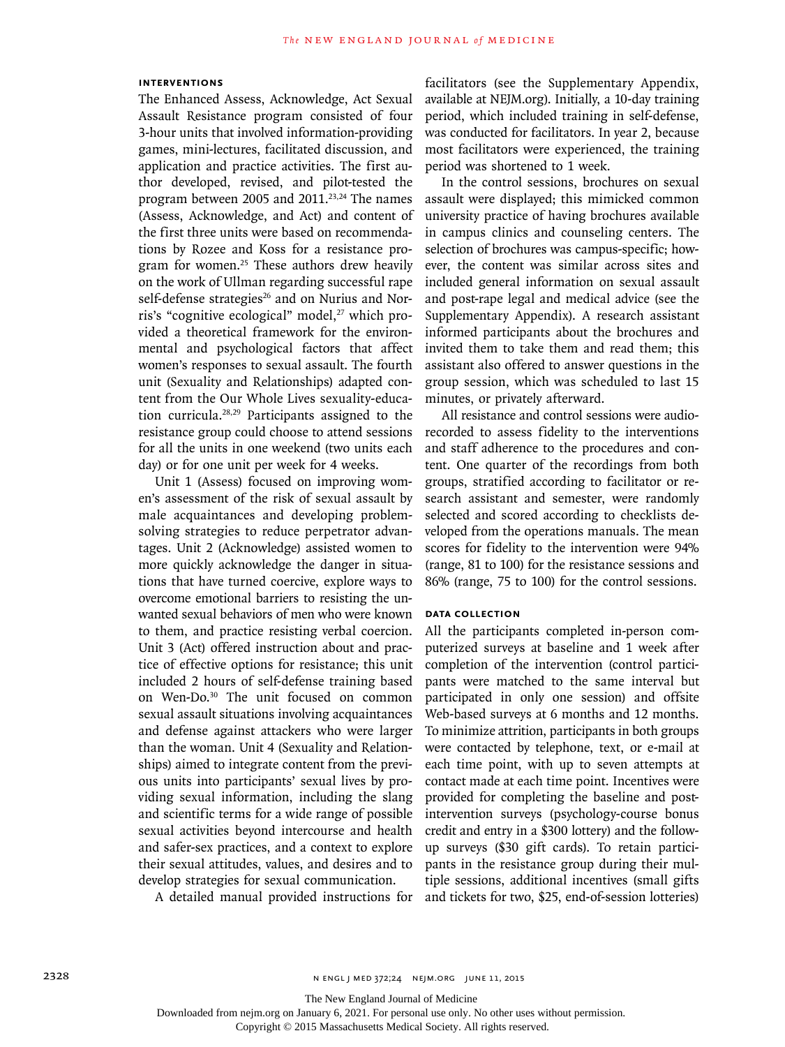### Interventions

The Enhanced Assess, Acknowledge, Act Sexual Assault Resistance program consisted of four 3-hour units that involved information-providing games, mini-lectures, facilitated discussion, and application and practice activities. The first author developed, revised, and pilot-tested the program between 2005 and 2011.[23,24] The names (Assess, Acknowledge, and Act) and content of the first three units were based on recommendations by Rozee and Koss for a resistance program for women.[25] These authors drew heavily on the work of Ullman regarding successful rape self-defense strategies[26] and on Nurius and Norris's "cognitive ecological" model,[27] which provided a theoretical framework for the environmental and psychological factors that affect women's responses to sexual assault. The fourth unit (Sexuality and Relationships) adapted content from the Our Whole Lives sexuality-education curricula.[28,29] Participants assigned to the resistance group could choose to attend sessions for all the units in one weekend (two units each day) or for one unit per week for 4 weeks.

Unit 1 (Assess) focused on improving women's assessment of the risk of sexual assault by male acquaintances and developing problem-solving strategies to reduce perpetrator advantages. Unit 2 (Acknowledge) assisted women to more quickly acknowledge the danger in situations that have turned coercive, explore ways to overcome emotional barriers to resisting the unwanted sexual behaviors of men who were known to them, and practice resisting verbal coercion. Unit 3 (Act) offered instruction about and practice of effective options for resistance; this unit included 2 hours of self-defense training based on Wen-Do.[30] The unit focused on common sexual assault situations involving acquaintances and defense against attackers who were larger than the woman. Unit 4 (Sexuality and Relationships) aimed to integrate content from the previous units into participants' sexual lives by providing sexual information, including the slang and scientific terms for a wide range of possible sexual activities beyond intercourse and health and safer-sex practices, and a context to explore their sexual attitudes, values, and desires and to develop strategies for sexual communication.

A detailed manual provided instructions for facilitators (see the Supplementary Appendix, available at NEJM.org). Initially, a 10-day training period, which included training in self-defense, was conducted for facilitators. In year 2, because most facilitators were experienced, the training period was shortened to 1 week.

In the control sessions, brochures on sexual assault were displayed; this mimicked common university practice of having brochures available in campus clinics and counseling centers. The selection of brochures was campus-specific; however, the content was similar across sites and included general information on sexual assault and post-rape legal and medical advice (see the Supplementary Appendix). A research assistant informed participants about the brochures and invited them to take them and read them; this assistant also offered to answer questions in the group session, which was scheduled to last 15 minutes, or privately afterward.

All resistance and control sessions were audio-recorded to assess fidelity to the interventions and staff adherence to the procedures and content. One quarter of the recordings from both groups, stratified according to facilitator or research assistant and semester, were randomly selected and scored according to checklists developed from the operations manuals. The mean scores for fidelity to the intervention were 94% (range, 81 to 100) for the resistance sessions and 86% (range, 75 to 100) for the control sessions.

### Data Collection

All the participants completed in-person computerized surveys at baseline and 1 week after completion of the intervention (control participants were matched to the same interval but participated in only one session) and offsite Web-based surveys at 6 months and 12 months. To minimize attrition, participants in both groups were contacted by telephone, text, or e-mail at each time point, with up to seven attempts at contact made at each time point. Incentives were provided for completing the baseline and post-intervention surveys (psychology-course bonus credit and entry in a $300 lottery) and the follow-up surveys ($30 gift cards). To retain participants in the resistance group during their multiple sessions, additional incentives (small gifts and tickets for two, $25, end-of-session lotteries)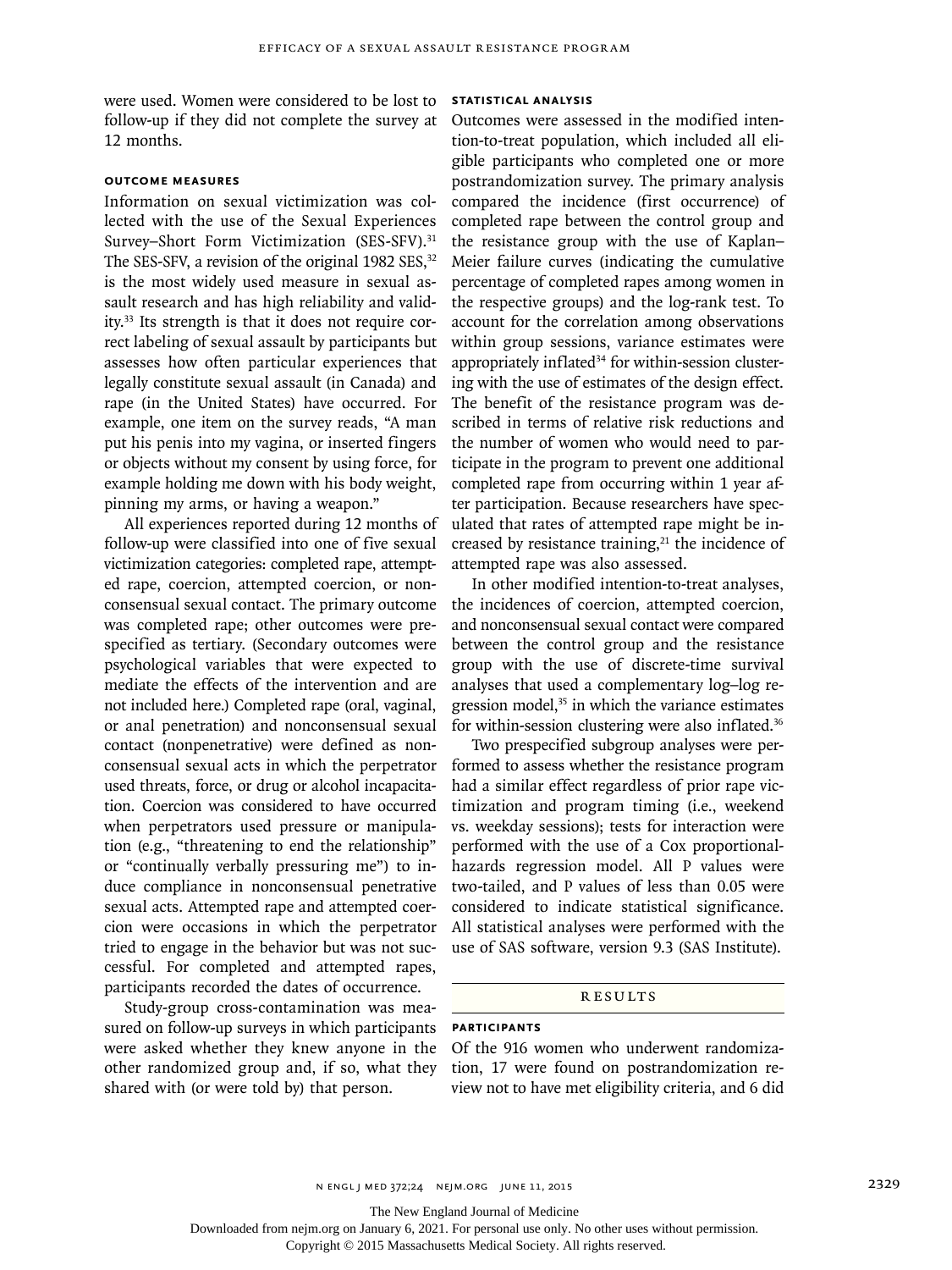were used. Women were considered to be lost to follow-up if they did not complete the survey at 12 months.

### OUTCOME MEASURES

Information on sexual victimization was collected with the use of the Sexual Experiences Survey–Short Form Victimization (SES-SFV).[31] The SES-SFV, a revision of the original 1982 SES,[32] is the most widely used measure in sexual assault research and has high reliability and validity.[33] Its strength is that it does not require correct labeling of sexual assault by participants but assesses how often particular experiences that legally constitute sexual assault (in Canada) and rape (in the United States) have occurred. For example, one item on the survey reads, "A man put his penis into my vagina, or inserted fingers or objects without my consent by using force, for example holding me down with his body weight, pinning my arms, or having a weapon."

All experiences reported during 12 months of follow-up were classified into one of five sexual victimization categories: completed rape, attempted rape, coercion, attempted coercion, or nonconsensual sexual contact. The primary outcome was completed rape; other outcomes were prespecified as tertiary. (Secondary outcomes were psychological variables that were expected to mediate the effects of the intervention and are not included here.) Completed rape (oral, vaginal, or anal penetration) and nonconsensual sexual contact (nonpenetrative) were defined as nonconsensual sexual acts in which the perpetrator used threats, force, or drug or alcohol incapacitation. Coercion was considered to have occurred when perpetrators used pressure or manipulation (e.g., "threatening to end the relationship" or "continually verbally pressuring me") to induce compliance in nonconsensual penetrative sexual acts. Attempted rape and attempted coercion were occasions in which the perpetrator tried to engage in the behavior but was not successful. For completed and attempted rapes, participants recorded the dates of occurrence.

Study-group cross-contamination was measured on follow-up surveys in which participants were asked whether they knew anyone in the other randomized group and, if so, what they shared with (or were told by) that person.

### STATISTICAL ANALYSIS

Outcomes were assessed in the modified intention-to-treat population, which included all eligible participants who completed one or more postrandomization survey. The primary analysis compared the incidence (first occurrence) of completed rape between the control group and the resistance group with the use of Kaplan–Meier failure curves (indicating the cumulative percentage of completed rapes among women in the respective groups) and the log-rank test. To account for the correlation among observations within group sessions, variance estimates were appropriately inflated[34] for within-session clustering with the use of estimates of the design effect. The benefit of the resistance program was described in terms of relative risk reductions and the number of women who would need to participate in the program to prevent one additional completed rape from occurring within 1 year after participation. Because researchers have speculated that rates of attempted rape might be increased by resistance training,[21] the incidence of attempted rape was also assessed.

In other modified intention-to-treat analyses, the incidences of coercion, attempted coercion, and nonconsensual sexual contact were compared between the control group and the resistance group with the use of discrete-time survival analyses that used a complementary log–log regression model,[35] in which the variance estimates for within-session clustering were also inflated.[36]

Two prespecified subgroup analyses were performed to assess whether the resistance program had a similar effect regardless of prior rape victimization and program timing (i.e., weekend vs. weekday sessions); tests for interaction were performed with the use of a Cox proportional-hazards regression model. All P values were two-tailed, and P values of less than 0.05 were considered to indicate statistical significance. All statistical analyses were performed with the use of SAS software, version 9.3 (SAS Institute).

## RESULTS

### PARTICIPANTS

Of the 916 women who underwent randomization, 17 were found on postrandomization review not to have met eligibility criteria, and 6 did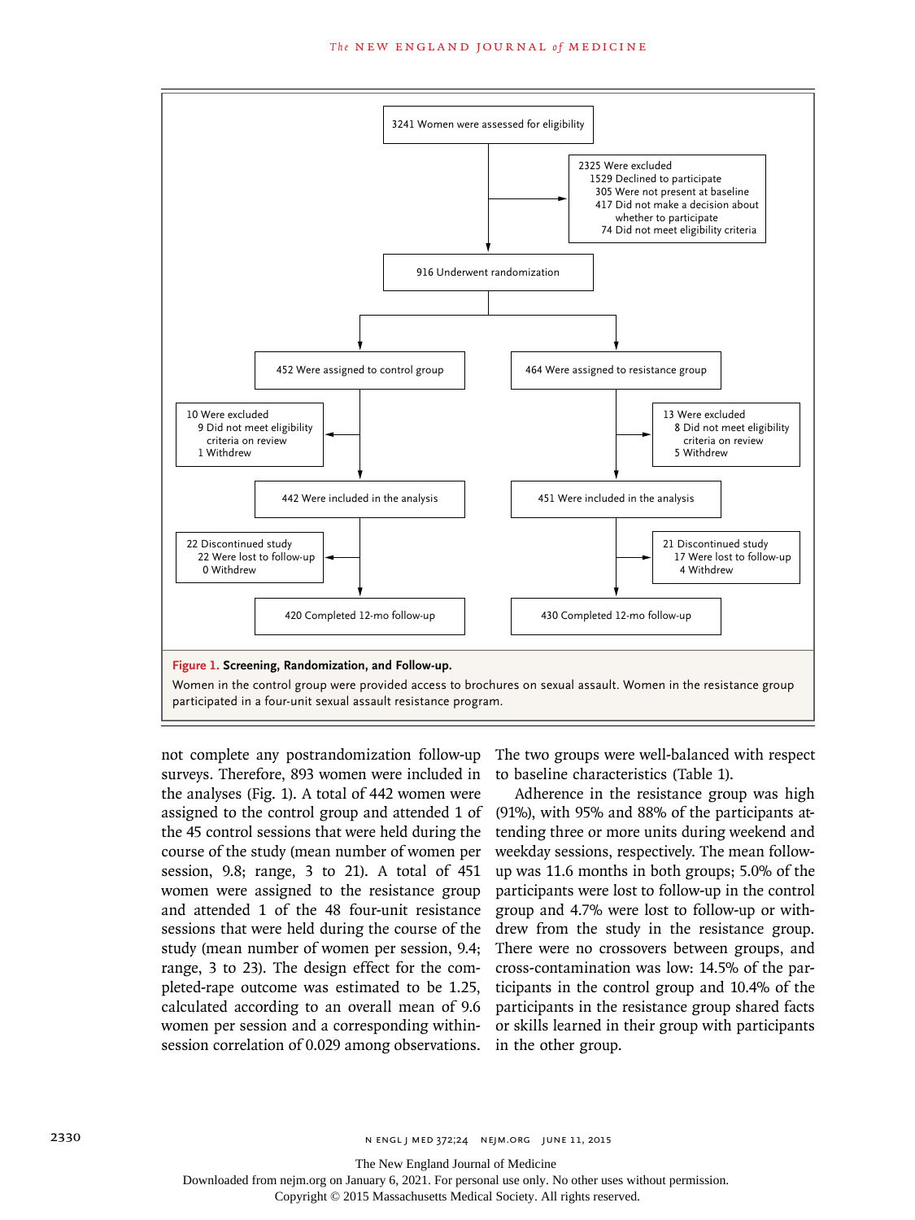3241 Women were assessed for eligibility

2325 Were excluded
- 1529 Declined to participate
- 305 Were not present at baseline
- 417 Did not make a decision about whether to participate
- 74 Did not meet eligibility criteria

916 Underwent randomization

452 Were assigned to control group

464 Were assigned to resistance group

10 Were excluded
- 9 Did not meet eligibility criteria on review
- 1 Withdrew

13 Were excluded
- 8 Did not meet eligibility criteria on review
- 5 Withdrew

442 Were included in the analysis

451 Were included in the analysis

22 Discontinued study
- 22 Were lost to follow-up
- 0 Withdrew

21 Discontinued study
- 17 Were lost to follow-up
- 4 Withdrew

420 Completed 12-mo follow-up

430 Completed 12-mo follow-up

**Figure 1. Screening, Randomization, and Follow-up.**

Women in the control group were provided access to brochures on sexual assault. Women in the resistance group participated in a four-unit sexual assault resistance program.

not complete any postrandomization follow-up surveys. Therefore, 893 women were included in the analyses (Fig. 1). A total of 442 women were assigned to the control group and attended 1 of the 45 control sessions that were held during the course of the study (mean number of women per session, 9.8; range, 3 to 21). A total of 451 women were assigned to the resistance group and attended 1 of the 48 four-unit resistance sessions that were held during the course of the study (mean number of women per session, 9.4; range, 3 to 23). The design effect for the completed-rape outcome was estimated to be 1.25, calculated according to an overall mean of 9.6 women per session and a corresponding within-session correlation of 0.029 among observations. The two groups were well-balanced with respect to baseline characteristics (Table 1).

Adherence in the resistance group was high (91%), with 95% and 88% of the participants attending three or more units during weekend and weekday sessions, respectively. The mean follow-up was 11.6 months in both groups; 5.0% of the participants were lost to follow-up in the control group and 4.7% were lost to follow-up or withdrew from the study in the resistance group. There were no crossovers between groups, and cross-contamination was low: 14.5% of the participants in the control group and 10.4% of the participants in the resistance group shared facts or skills learned in their group with participants in the other group.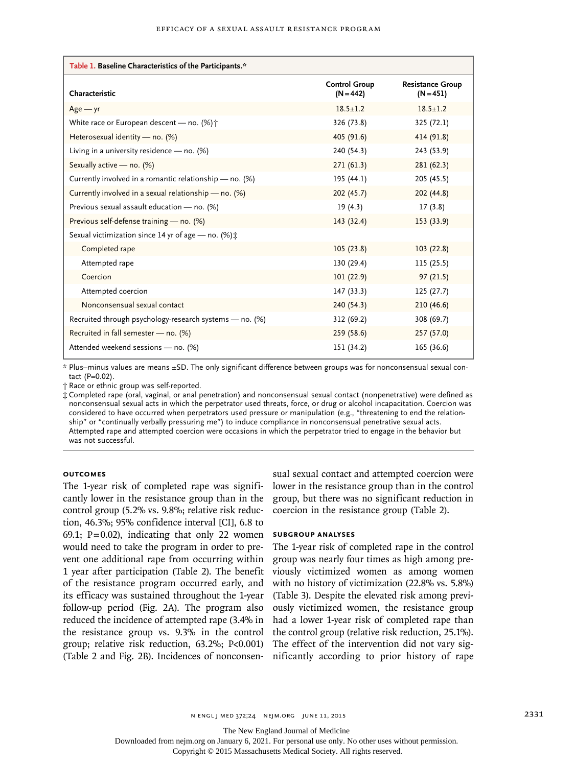**Table 1. Baseline Characteristics of the Participants.***

| Characteristic | Control Group (N=442) | Resistance Group (N=451) |
|---|---|---|
| Age — yr | 18.5±1.2 | 18.5±1.2 |
| White race or European descent — no. (%)† | 326 (73.8) | 325 (72.1) |
| Heterosexual identity — no. (%) | 405 (91.6) | 414 (91.8) |
| Living in a university residence — no. (%) | 240 (54.3) | 243 (53.9) |
| Sexually active — no. (%) | 271 (61.3) | 281 (62.3) |
| Currently involved in a romantic relationship — no. (%) | 195 (44.1) | 205 (45.5) |
| Currently involved in a sexual relationship — no. (%) | 202 (45.7) | 202 (44.8) |
| Previous sexual assault education — no. (%) | 19 (4.3) | 17 (3.8) |
| Previous self-defense training — no. (%) | 143 (32.4) | 153 (33.9) |
| Sexual victimization since 14 yr of age — no. (%)‡ | | |
| Completed rape | 105 (23.8) | 103 (22.8) |
| Attempted rape | 130 (29.4) | 115 (25.5) |
| Coercion | 101 (22.9) | 97 (21.5) |
| Attempted coercion | 147 (33.3) | 125 (27.7) |
| Nonconsensual sexual contact | 240 (54.3) | 210 (46.6) |
| Recruited through psychology-research systems — no. (%) | 312 (69.2) | 308 (69.7) |
| Recruited in fall semester — no. (%) | 259 (58.6) | 257 (57.0) |
| Attended weekend sessions — no. (%) | 151 (34.2) | 165 (36.6) |

\* Plus–minus values are means ±SD. The only significant difference between groups was for nonconsensual sexual contact (P=0.02).

† Race or ethnic group was self-reported.

‡ Completed rape (oral, vaginal, or anal penetration) and nonconsensual sexual contact (nonpenetrative) were defined as nonconsensual sexual acts in which the perpetrator used threats, force, or drug or alcohol incapacitation. Coercion was considered to have occurred when perpetrators used pressure or manipulation (e.g., "threatening to end the relationship" or "continually verbally pressuring me") to induce compliance in nonconsensual penetrative sexual acts. Attempted rape and attempted coercion were occasions in which the perpetrator tried to engage in the behavior but was not successful.

### Outcomes

The 1-year risk of completed rape was significantly lower in the resistance group than in the control group (5.2% vs. 9.8%; relative risk reduction, 46.3%; 95% confidence interval [CI], 6.8 to 69.1; P=0.02), indicating that only 22 women would need to take the program in order to prevent one additional rape from occurring within 1 year after participation (Table 2). The benefit of the resistance program occurred early, and its efficacy was sustained throughout the 1-year follow-up period (Fig. 2A). The program also reduced the incidence of attempted rape (3.4% in the resistance group vs. 9.3% in the control group; relative risk reduction, 63.2%; P<0.001) (Table 2 and Fig. 2B). Incidences of nonconsensual sexual contact and attempted coercion were lower in the resistance group than in the control group, but there was no significant reduction in coercion in the resistance group (Table 2).

### Subgroup Analyses

The 1-year risk of completed rape in the control group was nearly four times as high among previously victimized women as among women with no history of victimization (22.8% vs. 5.8%) (Table 3). Despite the elevated risk among previously victimized women, the resistance group had a lower 1-year risk of completed rape than the control group (relative risk reduction, 25.1%). The effect of the intervention did not vary significantly according to prior history of rape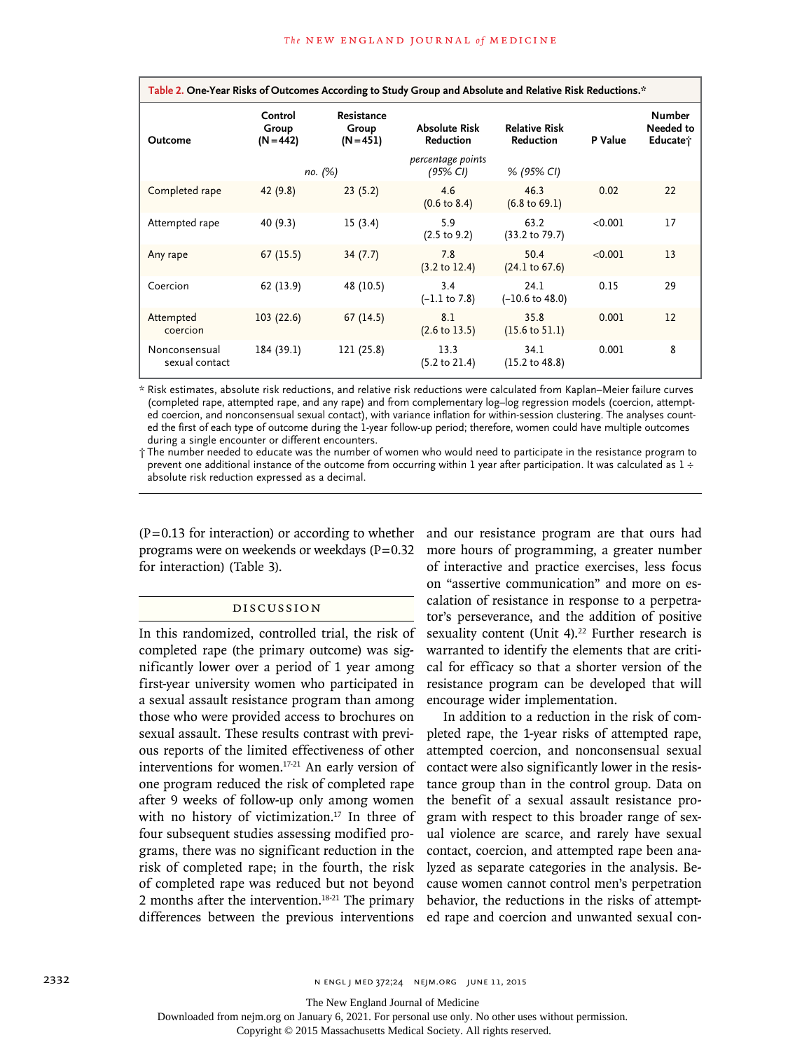**Table 2. One-Year Risks of Outcomes According to Study Group and Absolute and Relative Risk Reductions.***

| Outcome | Control Group (N=442) | Resistance Group (N=451) | Absolute Risk Reduction | Relative Risk Reduction | P Value | Number Needed to Educate† |
|---|---|---|---|---|---|---|
| | *no. (%)* | | *percentage points (95% CI)* | *% (95% CI)* | | |
| Completed rape | 42 (9.8) | 23 (5.2) | 4.6 (0.6 to 8.4) | 46.3 (6.8 to 69.1) | 0.02 | 22 |
| Attempted rape | 40 (9.3) | 15 (3.4) | 5.9 (2.5 to 9.2) | 63.2 (33.2 to 79.7) | <0.001 | 17 |
| Any rape | 67 (15.5) | 34 (7.7) | 7.8 (3.2 to 12.4) | 50.4 (24.1 to 67.6) | <0.001 | 13 |
| Coercion | 62 (13.9) | 48 (10.5) | 3.4 (−1.1 to 7.8) | 24.1 (−10.6 to 48.0) | 0.15 | 29 |
| Attempted coercion | 103 (22.6) | 67 (14.5) | 8.1 (2.6 to 13.5) | 35.8 (15.6 to 51.1) | 0.001 | 12 |
| Nonconsensual sexual contact | 184 (39.1) | 121 (25.8) | 13.3 (5.2 to 21.4) | 34.1 (15.2 to 48.8) | 0.001 | 8 |

\* Risk estimates, absolute risk reductions, and relative risk reductions were calculated from Kaplan–Meier failure curves (completed rape, attempted rape, and any rape) and from complementary log–log regression models (coercion, attempted coercion, and nonconsensual sexual contact), with variance inflation for within-session clustering. The analyses counted the first of each type of outcome during the 1-year follow-up period; therefore, women could have multiple outcomes during a single encounter or different encounters.

† The number needed to educate was the number of women who would need to participate in the resistance program to prevent one additional instance of the outcome from occurring within 1 year after participation. It was calculated as 1 ÷ absolute risk reduction expressed as a decimal.

(P=0.13 for interaction) or according to whether programs were on weekends or weekdays (P=0.32 for interaction) (Table 3).

## DISCUSSION

In this randomized, controlled trial, the risk of completed rape (the primary outcome) was significantly lower over a period of 1 year among first-year university women who participated in a sexual assault resistance program than among those who were provided access to brochures on sexual assault. These results contrast with previous reports of the limited effectiveness of other interventions for women.[17-21] An early version of one program reduced the risk of completed rape after 9 weeks of follow-up only among women with no history of victimization.[17] In three of four subsequent studies assessing modified programs, there was no significant reduction in the risk of completed rape; in the fourth, the risk of completed rape was reduced but not beyond 2 months after the intervention.[18-21] The primary differences between the previous interventions and our resistance program are that ours had more hours of programming, a greater number of interactive and practice exercises, less focus on "assertive communication" and more on escalation of resistance in response to a perpetrator's perseverance, and the addition of positive sexuality content (Unit 4).[22] Further research is warranted to identify the elements that are critical for efficacy so that a shorter version of the resistance program can be developed that will encourage wider implementation.

In addition to a reduction in the risk of completed rape, the 1-year risks of attempted rape, attempted coercion, and nonconsensual sexual contact were also significantly lower in the resistance group than in the control group. Data on the benefit of a sexual assault resistance program with respect to this broader range of sexual violence are scarce, and rarely have sexual contact, coercion, and attempted rape been analyzed as separate categories in the analysis. Because women cannot control men's perpetration behavior, the reductions in the risks of attempted rape and coercion and unwanted sexual con-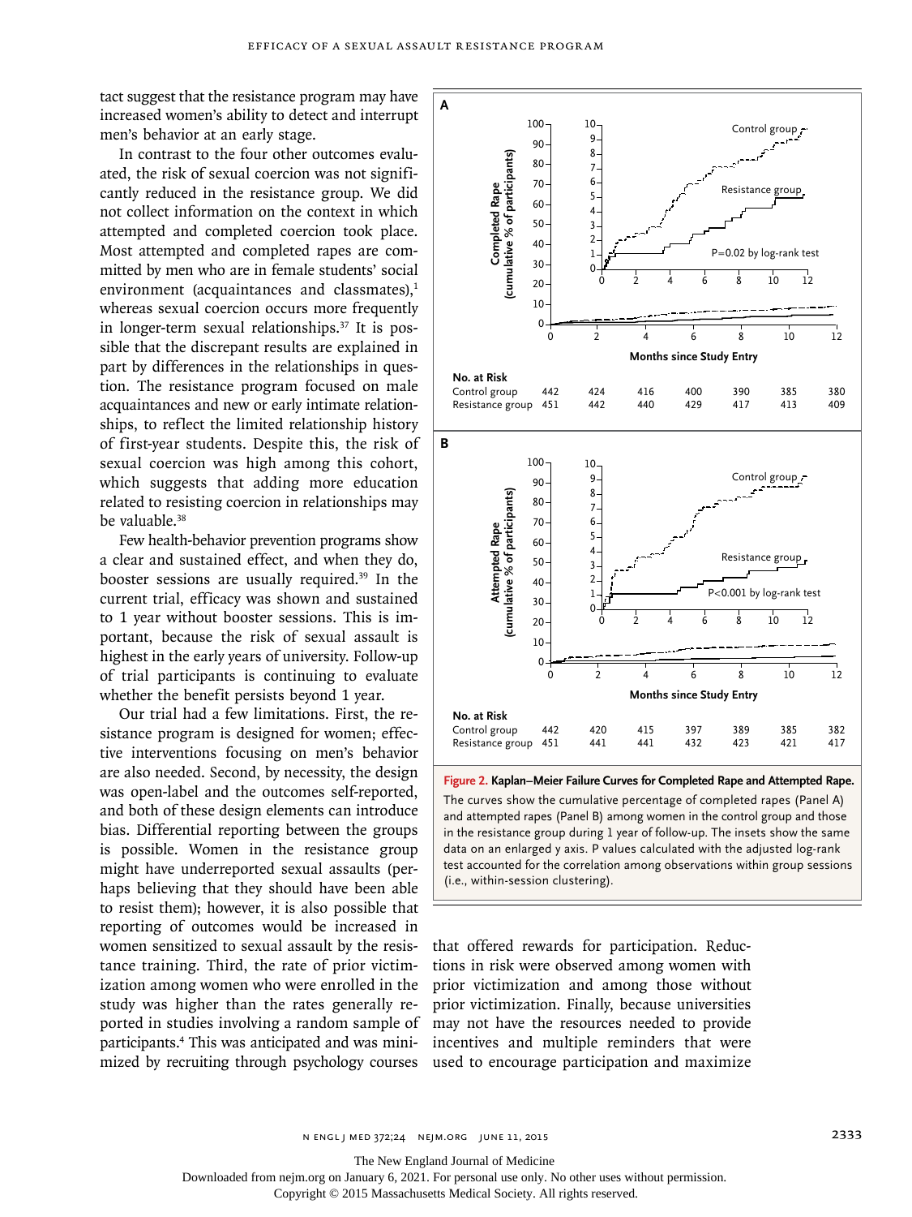tact suggest that the resistance program may have increased women's ability to detect and interrupt men's behavior at an early stage.

In contrast to the four other outcomes evaluated, the risk of sexual coercion was not significantly reduced in the resistance group. We did not collect information on the context in which attempted and completed coercion took place. Most attempted and completed rapes are committed by men who are in female students' social environment (acquaintances and classmates),[1] whereas sexual coercion occurs more frequently in longer-term sexual relationships.[37] It is possible that the discrepant results are explained in part by differences in the relationships in question. The resistance program focused on male acquaintances and new or early intimate relationships, to reflect the limited relationship history of first-year students. Despite this, the risk of sexual coercion was high among this cohort, which suggests that adding more education related to resisting coercion in relationships may be valuable.[38]

Few health-behavior prevention programs show a clear and sustained effect, and when they do, booster sessions are usually required.[39] In the current trial, efficacy was shown and sustained to 1 year without booster sessions. This is important, because the risk of sexual assault is highest in the early years of university. Follow-up of trial participants is continuing to evaluate whether the benefit persists beyond 1 year.

Our trial had a few limitations. First, the resistance program is designed for women; effective interventions focusing on men's behavior are also needed. Second, by necessity, the design was open-label and the outcomes self-reported, and both of these design elements can introduce bias. Differential reporting between the groups is possible. Women in the resistance group might have underreported sexual assaults (perhaps believing that they should have been able to resist them); however, it is also possible that reporting of outcomes would be increased in women sensitized to sexual assault by the resistance training. Third, the rate of prior victimization among women who were enrolled in the study was higher than the rates generally reported in studies involving a random sample of participants.[4] This was anticipated and was minimized by recruiting through psychology courses that offered rewards for participation. Reductions in risk were observed among women with prior victimization and among those without prior victimization. Finally, because universities may not have the resources needed to provide incentives and multiple reminders that were used to encourage participation and maximize

**Panel A** — No. at Risk

| Months since Study Entry | 0 | 2 | 4 | 6 | 8 | 10 | 12 |
|---|---|---|---|---|---|---|---|
| Control group | 442 | 424 | 416 | 400 | 390 | 385 | 380 |
| Resistance group | 451 | 442 | 440 | 429 | 417 | 413 | 409 |

**Panel B** — No. at Risk

| Months since Study Entry | 0 | 2 | 4 | 6 | 8 | 10 | 12 |
|---|---|---|---|---|---|---|---|
| Control group | 442 | 420 | 415 | 397 | 389 | 385 | 382 |
| Resistance group | 451 | 441 | 441 | 432 | 423 | 421 | 417 |

**Figure 2. Kaplan–Meier Failure Curves for Completed Rape and Attempted Rape.**

The curves show the cumulative percentage of completed rapes (Panel A) and attempted rapes (Panel B) among women in the control group and those in the resistance group during 1 year of follow-up. The insets show the same data on an enlarged y axis. P values calculated with the adjusted log-rank test accounted for the correlation among observations within group sessions (i.e., within-session clustering).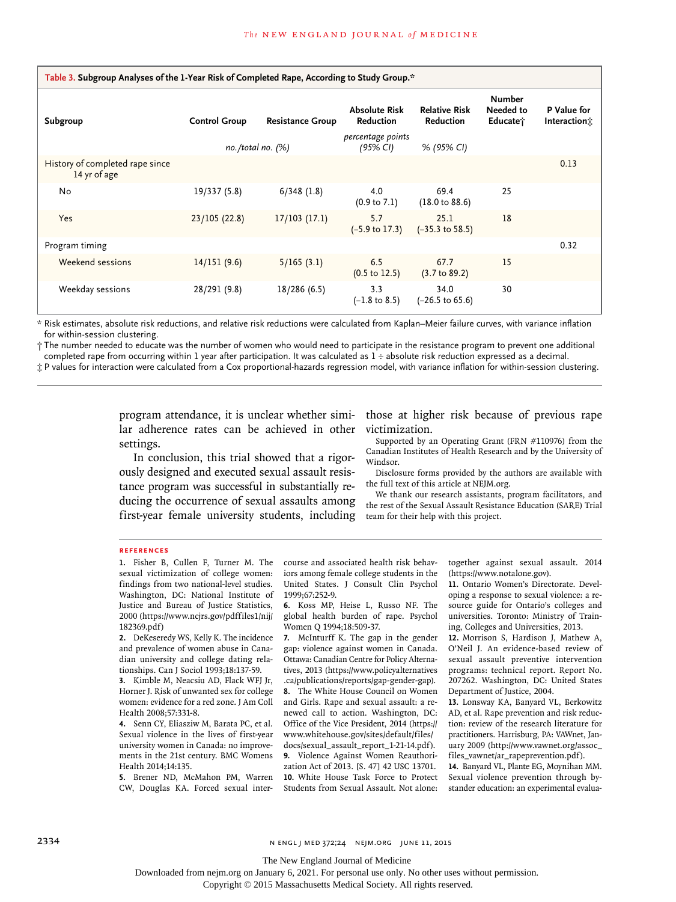**Table 3. Subgroup Analyses of the 1-Year Risk of Completed Rape, According to Study Group.***

| Subgroup | Control Group | Resistance Group | Absolute Risk Reduction | Relative Risk Reduction | Number Needed to Educate† | P Value for Interaction‡ |
|---|---|---|---|---|---|---|
| | *no./total no. (%)* | | *percentage points (95% CI)* | *% (95% CI)* | | |
| History of completed rape since 14 yr of age | | | | | | 0.13 |
| No | 19/337 (5.8) | 6/348 (1.8) | 4.0 (0.9 to 7.1) | 69.4 (18.0 to 88.6) | 25 | |
| Yes | 23/105 (22.8) | 17/103 (17.1) | 5.7 (−5.9 to 17.3) | 25.1 (−35.3 to 58.5) | 18 | |
| Program timing | | | | | | 0.32 |
| Weekend sessions | 14/151 (9.6) | 5/165 (3.1) | 6.5 (0.5 to 12.5) | 67.7 (3.7 to 89.2) | 15 | |
| Weekday sessions | 28/291 (9.8) | 18/286 (6.5) | 3.3 (−1.8 to 8.5) | 34.0 (−26.5 to 65.6) | 30 | |

\* Risk estimates, absolute risk reductions, and relative risk reductions were calculated from Kaplan–Meier failure curves, with variance inflation for within-session clustering.

† The number needed to educate was the number of women who would need to participate in the resistance program to prevent one additional completed rape from occurring within 1 year after participation. It was calculated as 1 ÷ absolute risk reduction expressed as a decimal.

‡ P values for interaction were calculated from a Cox proportional-hazards regression model, with variance inflation for within-session clustering.

program attendance, it is unclear whether similar adherence rates can be achieved in other settings.

In conclusion, this trial showed that a rigorously designed and executed sexual assault resistance program was successful in substantially reducing the occurrence of sexual assaults among first-year female university students, including those at higher risk because of previous rape victimization.

Supported by an Operating Grant (FRN #110976) from the Canadian Institutes of Health Research and by the University of Windsor.

Disclosure forms provided by the authors are available with the full text of this article at NEJM.org.

We thank our research assistants, program facilitators, and the rest of the Sexual Assault Resistance Education (SARE) Trial team for their help with this project.

## References

1. Fisher B, Cullen F, Turner M. The sexual victimization of college women: findings from two national-level studies. Washington, DC: National Institute of Justice and Bureau of Justice Statistics, 2000 (https://www.ncjrs.gov/pdffiles1/nij/182369.pdf)
2. DeKeseredy WS, Kelly K. The incidence and prevalence of women abuse in Canadian university and college dating relationships. Can J Sociol 1993;18:137-59.
3. Kimble M, Neacsiu AD, Flack WFJ Jr, Horner J. Risk of unwanted sex for college women: evidence for a red zone. J Am Coll Health 2008;57:331-8.
4. Senn CY, Eliasziw M, Barata PC, et al. Sexual violence in the lives of first-year university women in Canada: no improvements in the 21st century. BMC Womens Health 2014;14:135.
5. Brener ND, McMahon PM, Warren CW, Douglas KA. Forced sexual intercourse and associated health risk behaviors among female college students in the United States. J Consult Clin Psychol 1999;67:252-9.
6. Koss MP, Heise L, Russo NF. The global health burden of rape. Psychol Women Q 1994;18:509-37.
7. McInturff K. The gap in the gender gap: violence against women in Canada. Ottawa: Canadian Centre for Policy Alternatives, 2013 (https://www.policyalternatives.ca/publications/reports/gap-gender-gap).
8. The White House Council on Women and Girls. Rape and sexual assault: a renewed call to action. Washington, DC: Office of the Vice President, 2014 (https://www.whitehouse.gov/sites/default/files/docs/sexual_assault_report_1-21-14.pdf).
9. Violence Against Women Reauthorization Act of 2013. [S. 47] 42 USC 13701.
10. White House Task Force to Protect Students from Sexual Assault. Not alone: together against sexual assault. 2014 (https://www.notalone.gov).
11. Ontario Women's Directorate. Developing a response to sexual violence: a resource guide for Ontario's colleges and universities. Toronto: Ministry of Training, Colleges and Universities, 2013.
12. Morrison S, Hardison J, Mathew A, O'Neil J. An evidence-based review of sexual assault preventive intervention programs: technical report. Report No. 207262. Washington, DC: United States Department of Justice, 2004.
13. Lonsway KA, Banyard VL, Berkowitz AD, et al. Rape prevention and risk reduction: review of the research literature for practitioners. Harrisburg, PA: VAWnet, January 2009 (http://www.vawnet.org/assoc_files_vawnet/ar_rapeprevention.pdf).
14. Banyard VL, Plante EG, Moynihan MM. Sexual violence prevention through bystander education: an experimental evalua-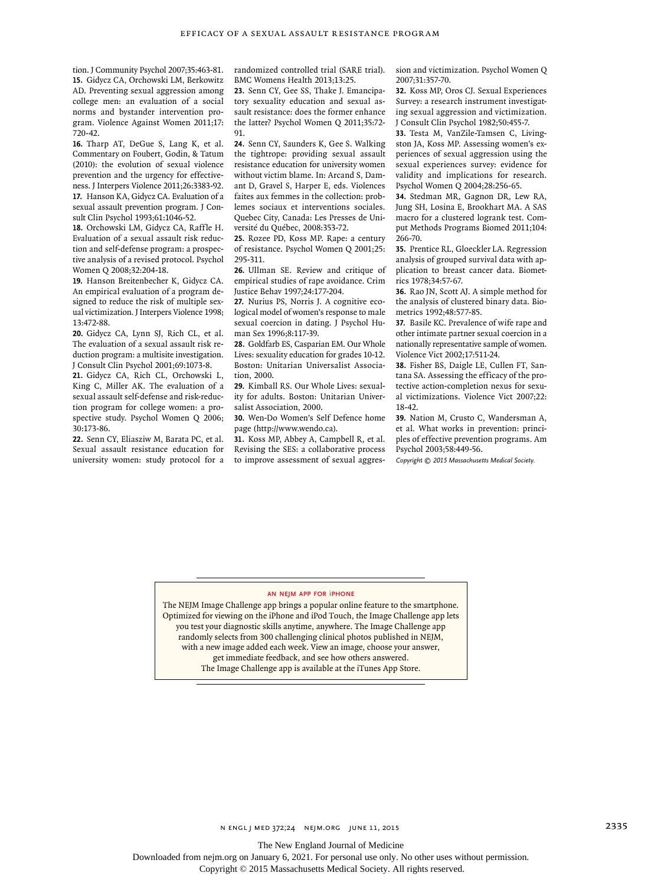tion. J Community Psychol 2007;35:463-81.

**15.** Gidycz CA, Orchowski LM, Berkowitz AD. Preventing sexual aggression among college men: an evaluation of a social norms and bystander intervention program. Violence Against Women 2011;17:720-42.

**16.** Tharp AT, DeGue S, Lang K, et al. Commentary on Foubert, Godin, & Tatum (2010): the evolution of sexual violence prevention and the urgency for effectiveness. J Interpers Violence 2011;26:3383-92.

**17.** Hanson KA, Gidycz CA. Evaluation of a sexual assault prevention program. J Consult Clin Psychol 1993;61:1046-52.

**18.** Orchowski LM, Gidycz CA, Raffle H. Evaluation of a sexual assault risk reduction and self-defense program: a prospective analysis of a revised protocol. Psychol Women Q 2008;32:204-18.

**19.** Hanson Breitenbecher K, Gidycz CA. An empirical evaluation of a program designed to reduce the risk of multiple sexual victimization. J Interpers Violence 1998;13:472-88.

**20.** Gidycz CA, Lynn SJ, Rich CL, et al. The evaluation of a sexual assault risk reduction program: a multisite investigation. J Consult Clin Psychol 2001;69:1073-8.

**21.** Gidycz CA, Rich CL, Orchowski L, King C, Miller AK. The evaluation of a sexual assault self-defense and risk-reduction program for college women: a prospective study. Psychol Women Q 2006;30:173-86.

**22.** Senn CY, Eliasziw M, Barata PC, et al. Sexual assault resistance education for university women: study protocol for a randomized controlled trial (SARE trial). BMC Womens Health 2013;13:25.

**23.** Senn CY, Gee SS, Thake J. Emancipatory sexuality education and sexual assault resistance: does the former enhance the latter? Psychol Women Q 2011;35:72-91.

**24.** Senn CY, Saunders K, Gee S. Walking the tightrope: providing sexual assault resistance education for university women without victim blame. In: Arcand S, Damant D, Gravel S, Harper E, eds. Violences faites aux femmes in the collection: problemes sociaux et interventions sociales. Quebec City, Canada: Les Presses de Université du Québec, 2008:353-72.

**25.** Rozee PD, Koss MP. Rape: a century of resistance. Psychol Women Q 2001;25:295-311.

**26.** Ullman SE. Review and critique of empirical studies of rape avoidance. Crim Justice Behav 1997;24:177-204.

**27.** Nurius PS, Norris J. A cognitive ecological model of women's response to male sexual coercion in dating. J Psychol Human Sex 1996;8:117-39.

**28.** Goldfarb ES, Casparian EM. Our Whole Lives: sexuality education for grades 10-12. Boston: Unitarian Universalist Association, 2000.

**29.** Kimball RS. Our Whole Lives: sexuality for adults. Boston: Unitarian Universalist Association, 2000.

**30.** Wen-Do Women's Self Defence home page (http://www.wendo.ca).

**31.** Koss MP, Abbey A, Campbell R, et al. Revising the SES: a collaborative process to improve assessment of sexual aggression and victimization. Psychol Women Q 2007;31:357-70.

**32.** Koss MP, Oros CJ. Sexual Experiences Survey: a research instrument investigating sexual aggression and victimization. J Consult Clin Psychol 1982;50:455-7.

**33.** Testa M, VanZile-Tamsen C, Livingston JA, Koss MP. Assessing women's experiences of sexual aggression using the sexual experiences survey: evidence for validity and implications for research. Psychol Women Q 2004;28:256-65.

**34.** Stedman MR, Gagnon DR, Lew RA, Jung SH, Losina E, Brookhart MA. A SAS macro for a clustered logrank test. Comput Methods Programs Biomed 2011;104:266-70.

**35.** Prentice RL, Gloeckler LA. Regression analysis of grouped survival data with application to breast cancer data. Biometrics 1978;34:57-67.

**36.** Rao JN, Scott AJ. A simple method for the analysis of clustered binary data. Biometrics 1992;48:577-85.

**37.** Basile KC. Prevalence of wife rape and other intimate partner sexual coercion in a nationally representative sample of women. Violence Vict 2002;17:511-24.

**38.** Fisher BS, Daigle LE, Cullen FT, Santana SA. Assessing the efficacy of the protective action-completion nexus for sexual victimizations. Violence Vict 2007;22:18-42.

**39.** Nation M, Crusto C, Wandersman A, et al. What works in prevention: principles of effective prevention programs. Am Psychol 2003;58:449-56.

*Copyright © 2015 Massachusetts Medical Society.*

AN NEJM APP FOR iPHONE

The NEJM Image Challenge app brings a popular online feature to the smartphone. Optimized for viewing on the iPhone and iPod Touch, the Image Challenge app lets you test your diagnostic skills anytime, anywhere. The Image Challenge app randomly selects from 300 challenging clinical photos published in NEJM, with a new image added each week. View an image, choose your answer, get immediate feedback, and see how others answered. The Image Challenge app is available at the iTunes App Store.